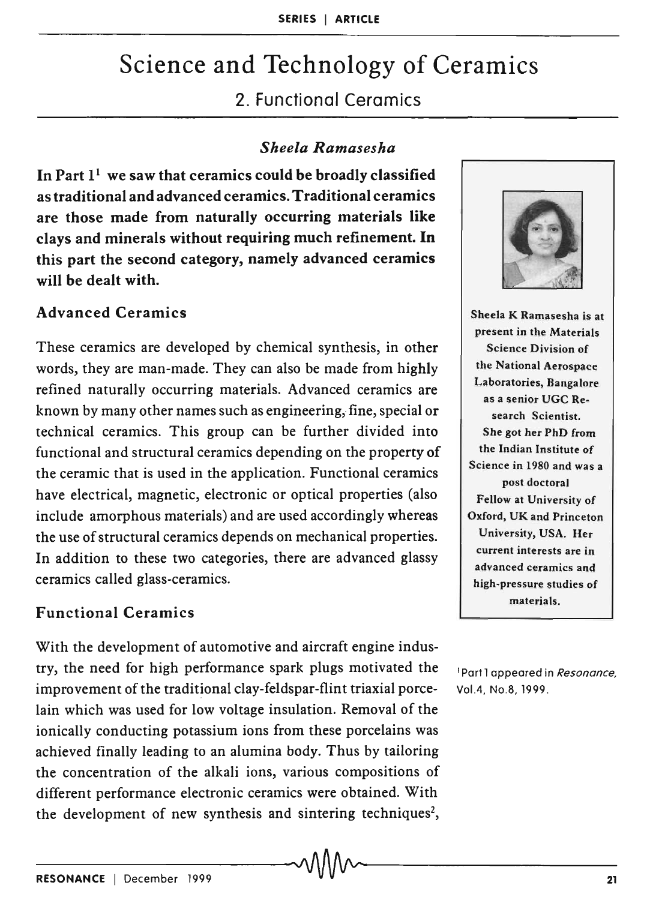# Science and Technology of Ceramics

## 2. Functional Ceramics

*Sheela Ramasesha*

**In Part 1[1] we saw that ceramics could be broadly classified as traditional and advanced ceramics. Traditional ceramics are those made from naturally occurring materials like clays and minerals without requiring much refinement. In this part the second category, namely advanced ceramics will be dealt with.**

Sheela K Ramasesha is at present in the Materials Science Division of the National Aerospace Laboratories, Bangalore as a senior UGC Research Scientist. She got her PhD from the Indian Institute of Science in 1980 and was a post doctoral Fellow at University of Oxford, UK and Princeton University, USA. Her current interests are in advanced ceramics and high-pressure studies of materials.

### Advanced Ceramics

These ceramics are developed by chemical synthesis, in other words, they are man-made. They can also be made from highly refined naturally occurring materials. Advanced ceramics are known by many other names such as engineering, fine, special or technical ceramics. This group can be further divided into functional and structural ceramics depending on the property of the ceramic that is used in the application. Functional ceramics have electrical, magnetic, electronic or optical properties (also include amorphous materials) and are used accordingly whereas the use of structural ceramics depends on mechanical properties. In addition to these two categories, there are advanced glassy ceramics called glass-ceramics.

### Functional Ceramics

With the development of automotive and aircraft engine industry, the need for high performance spark plugs motivated the improvement of the traditional clay-feldspar-flint triaxial porcelain which was used for low voltage insulation. Removal of the ionically conducting potassium ions from these porcelains was achieved finally leading to an alumina body. Thus by tailoring the concentration of the alkali ions, various compositions of different performance electronic ceramics were obtained. With the development of new synthesis and sintering techniques[2],

[1] Part 1 appeared in *Resonance*, Vol.4, No.8, 1999.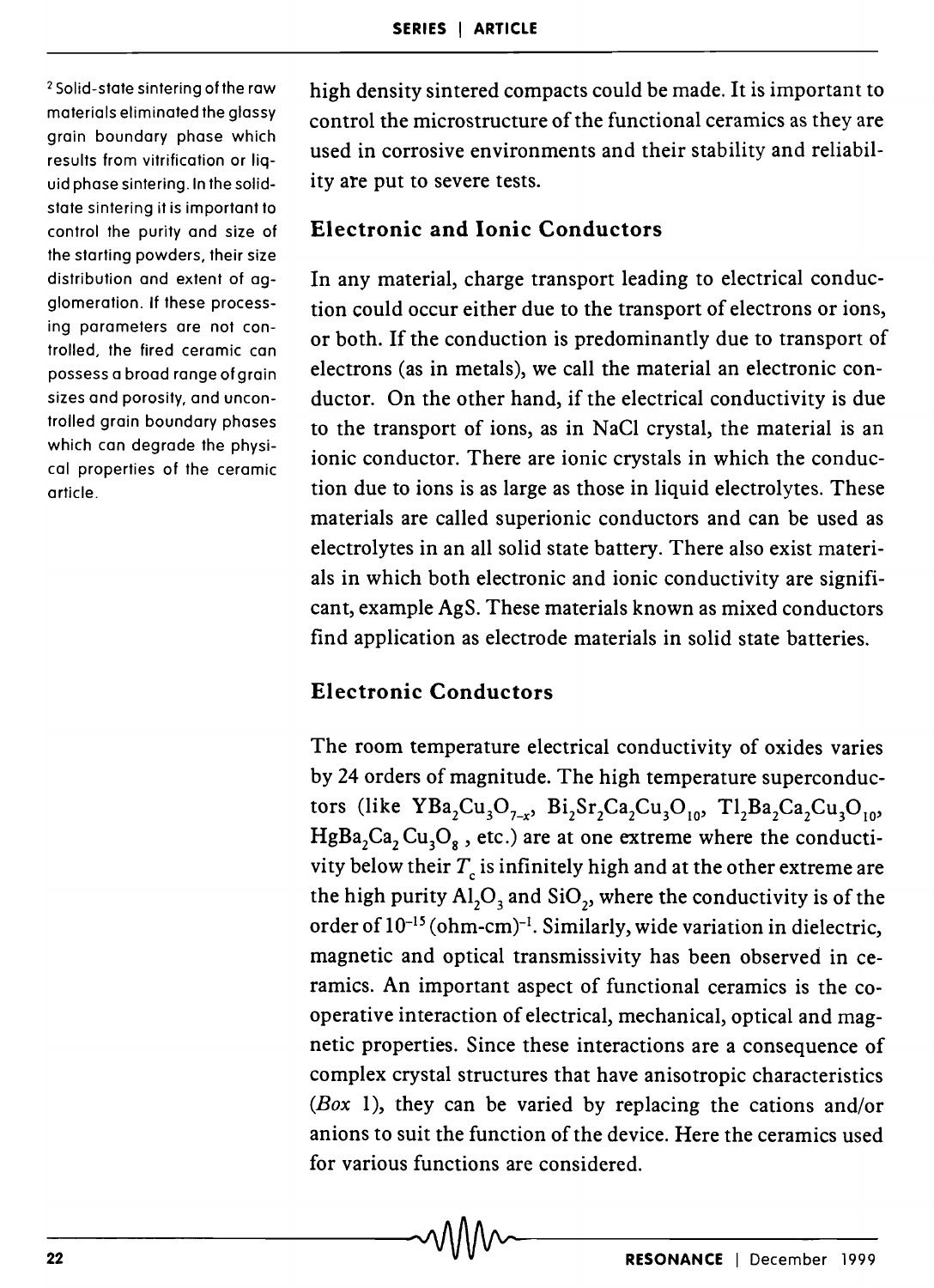[2] Solid-state sintering of the raw materials eliminated the glassy grain boundary phase which results from vitrification or liquid phase sintering. In the solid-state sintering it is important to control the purity and size of the starting powders, their size distribution and extent of agglomeration. If these processing parameters are not controlled, the fired ceramic can possess a broad range of grain sizes and porosity, and uncontrolled grain boundary phases which can degrade the physical properties of the ceramic article.

high density sintered compacts could be made. It is important to control the microstructure of the functional ceramics as they are used in corrosive environments and their stability and reliability are put to severe tests.

## Electronic and Ionic Conductors

In any material, charge transport leading to electrical conduction could occur either due to the transport of electrons or ions, or both. If the conduction is predominantly due to transport of electrons (as in metals), we call the material an electronic conductor. On the other hand, if the electrical conductivity is due to the transport of ions, as in NaCl crystal, the material is an ionic conductor. There are ionic crystals in which the conduction due to ions is as large as those in liquid electrolytes. These materials are called superionic conductors and can be used as electrolytes in an all solid state battery. There also exist materials in which both electronic and ionic conductivity are significant, example AgS. These materials known as mixed conductors find application as electrode materials in solid state batteries.

## Electronic Conductors

The room temperature electrical conductivity of oxides varies by 24 orders of magnitude. The high temperature superconductors (like $YBa_2Cu_3O_{7-x}$, $Bi_2Sr_2Ca_2Cu_3O_{10}$, $Tl_2Ba_2Ca_2Cu_3O_{10}$, $HgBa_2Ca_2Cu_3O_8$, etc.) are at one extreme where the conductivity below their $T_c$ is infinitely high and at the other extreme are the high purity $Al_2O_3$ and $SiO_2$, where the conductivity is of the order of $10^{-15}$ (ohm-cm)$^{-1}$. Similarly, wide variation in dielectric, magnetic and optical transmissivity has been observed in ceramics. An important aspect of functional ceramics is the cooperative interaction of electrical, mechanical, optical and magnetic properties. Since these interactions are a consequence of complex crystal structures that have anisotropic characteristics (*Box* 1), they can be varied by replacing the cations and/or anions to suit the function of the device. Here the ceramics used for various functions are considered.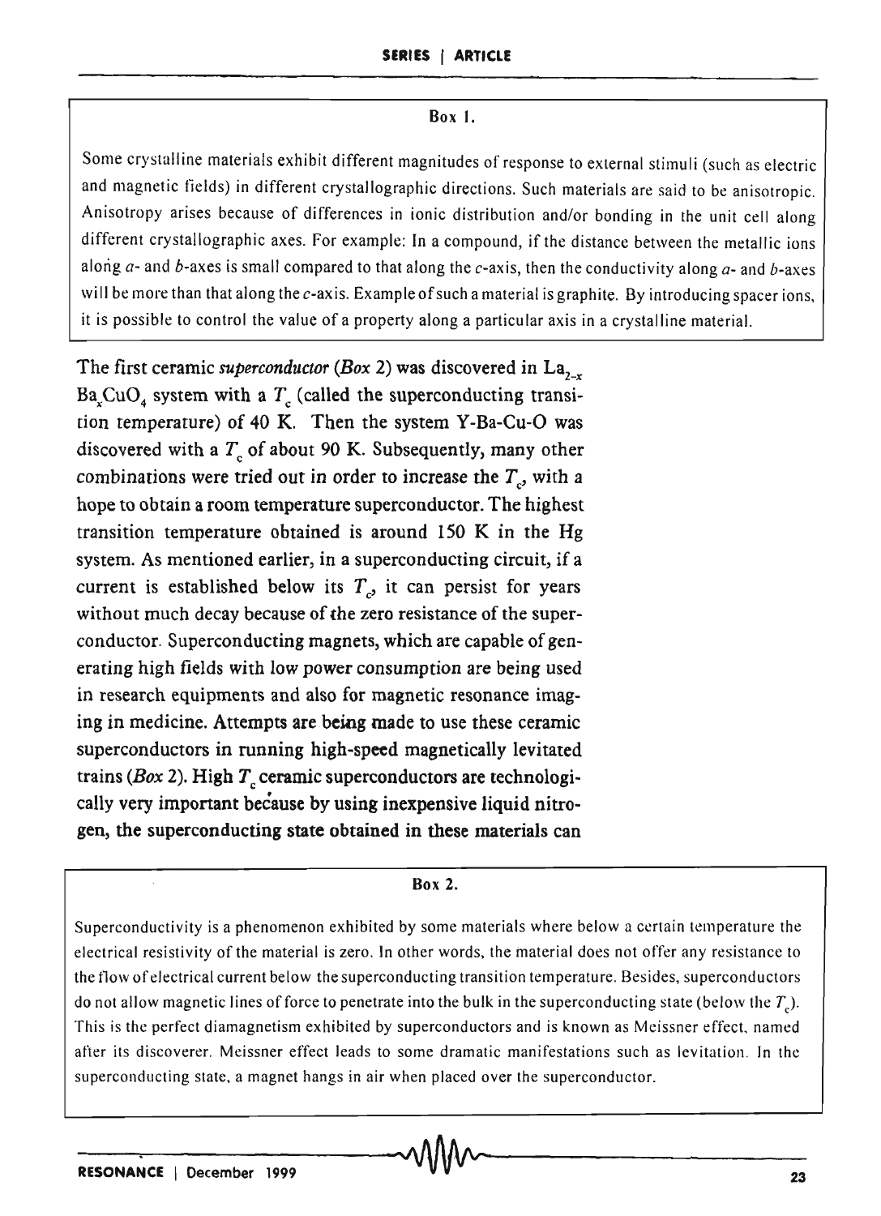**Box 1.**

Some crystalline materials exhibit different magnitudes of response to external stimuli (such as electric and magnetic fields) in different crystallographic directions. Such materials are said to be anisotropic. Anisotropy arises because of differences in ionic distribution and/or bonding in the unit cell along different crystallographic axes. For example: In a compound, if the distance between the metallic ions along $a$- and $b$-axes is small compared to that along the $c$-axis, then the conductivity along $a$- and $b$-axes will be more than that along the $c$-axis. Example of such a material is graphite. By introducing spacer ions, it is possible to control the value of a property along a particular axis in a crystalline material.

The first ceramic *superconductor* (*Box* 2) was discovered in $La_{2-x}Ba_xCuO_4$ system with a $T_c$ (called the superconducting transition temperature) of 40 K. Then the system Y-Ba-Cu-O was discovered with a $T_c$ of about 90 K. Subsequently, many other combinations were tried out in order to increase the $T_c$, with a hope to obtain a room temperature superconductor. The highest transition temperature obtained is around 150 K in the Hg system. As mentioned earlier, in a superconducting circuit, if a current is established below its $T_c$, it can persist for years without much decay because of the zero resistance of the superconductor. Superconducting magnets, which are capable of generating high fields with low power consumption are being used in research equipments and also for magnetic resonance imaging in medicine. Attempts are being made to use these ceramic superconductors in running high-speed magnetically levitated trains (*Box* 2). **High $T_c$ ceramic superconductors are technologically very important because by using inexpensive liquid nitrogen, the superconducting state obtained in these materials can**

**Box 2.**

Superconductivity is a phenomenon exhibited by some materials where below a certain temperature the electrical resistivity of the material is zero. In other words, the material does not offer any resistance to the flow of electrical current below the superconducting transition temperature. Besides, superconductors do not allow magnetic lines of force to penetrate into the bulk in the superconducting state (below the $T_c$). This is the perfect diamagnetism exhibited by superconductors and is known as Meissner effect, named after its discoverer. Meissner effect leads to some dramatic manifestations such as levitation. In the superconducting state, a magnet hangs in air when placed over the superconductor.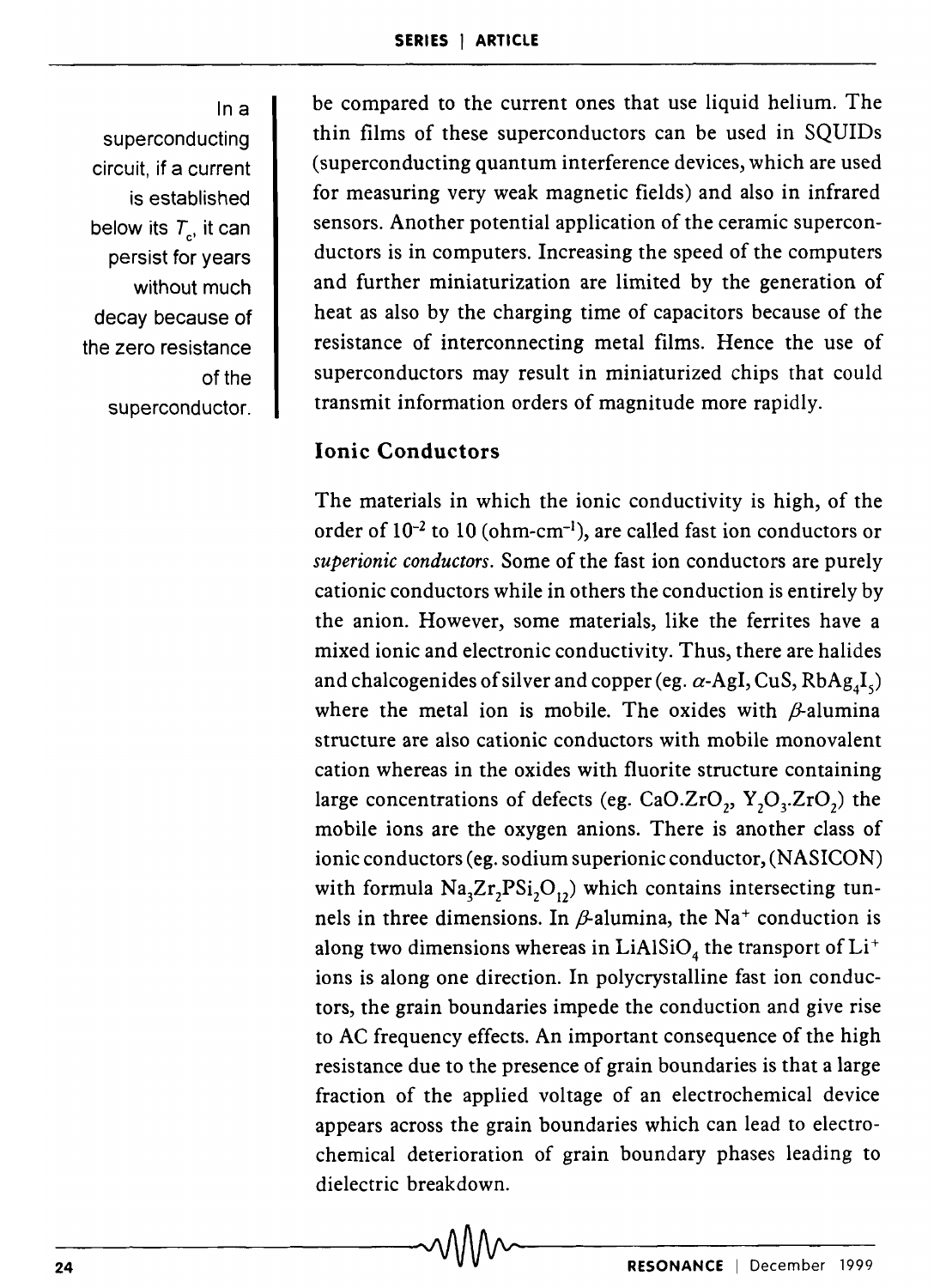be compared to the current ones that use liquid helium. The thin films of these superconductors can be used in SQUIDs (superconducting quantum interference devices, which are used for measuring very weak magnetic fields) and also in infrared sensors. Another potential application of the ceramic superconductors is in computers. Increasing the speed of the computers and further miniaturization are limited by the generation of heat as also by the charging time of capacitors because of the resistance of interconnecting metal films. Hence the use of superconductors may result in miniaturized chips that could transmit information orders of magnitude more rapidly.

In a superconducting circuit, if a current is established below its $T_c$, it can persist for years without much decay because of the zero resistance of the superconductor.

### Ionic Conductors

The materials in which the ionic conductivity is high, of the order of $10^{-2}$ to 10 (ohm-cm$^{-1}$), are called fast ion conductors or *superionic conductors*. Some of the fast ion conductors are purely cationic conductors while in others the conduction is entirely by the anion. However, some materials, like the ferrites have a mixed ionic and electronic conductivity. Thus, there are halides and chalcogenides of silver and copper (eg. $\alpha$-AgI, CuS, $RbAg_4I_5$) where the metal ion is mobile. The oxides with $\beta$-alumina structure are also cationic conductors with mobile monovalent cation whereas in the oxides with fluorite structure containing large concentrations of defects (eg. $CaO.ZrO_2$, $Y_2O_3.ZrO_2$) the mobile ions are the oxygen anions. There is another class of ionic conductors (eg. sodium superionic conductor, (NASICON) with formula $Na_3Zr_2PSi_2O_{12}$) which contains intersecting tunnels in three dimensions. In $\beta$-alumina, the $Na^+$ conduction is along two dimensions whereas in $LiAlSiO_4$ the transport of $Li^+$ ions is along one direction. In polycrystalline fast ion conductors, the grain boundaries impede the conduction and give rise to AC frequency effects. An important consequence of the high resistance due to the presence of grain boundaries is that a large fraction of the applied voltage of an electrochemical device appears across the grain boundaries which can lead to electrochemical deterioration of grain boundary phases leading to dielectric breakdown.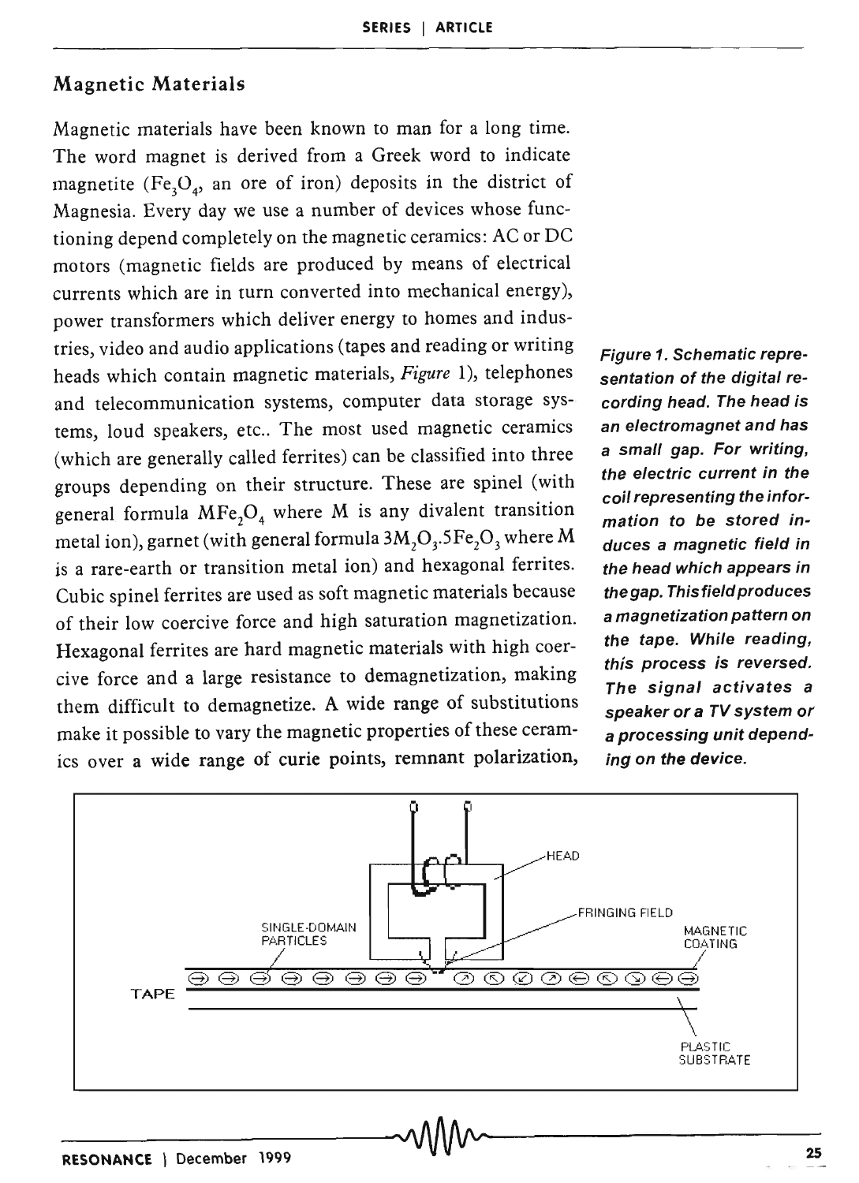## Magnetic Materials

Magnetic materials have been known to man for a long time. The word magnet is derived from a Greek word to indicate magnetite ($Fe_3O_4$, an ore of iron) deposits in the district of Magnesia. Every day we use a number of devices whose functioning depend completely on the magnetic ceramics: AC or DC motors (magnetic fields are produced by means of electrical currents which are in turn converted into mechanical energy), power transformers which deliver energy to homes and industries, video and audio applications (tapes and reading or writing heads which contain magnetic materials, *Figure* 1), telephones and telecommunication systems, computer data storage systems, loud speakers, etc.. The most used magnetic ceramics (which are generally called ferrites) can be classified into three groups depending on their structure. These are spinel (with general formula $MFe_2O_4$ where M is any divalent transition metal ion), garnet (with general formula $3M_2O_3.5Fe_2O_3$ where M is a rare-earth or transition metal ion) and hexagonal ferrites. Cubic spinel ferrites are used as soft magnetic materials because of their low coercive force and high saturation magnetization. Hexagonal ferrites are hard magnetic materials with high coercive force and a large resistance to demagnetization, making them difficult to demagnetize. A wide range of substitutions make it possible to vary the magnetic properties of these ceramics over a wide range of curie points, remnant polarization,

*Figure 1. Schematic representation of the digital recording head. The head is an electromagnet and has a small gap. For writing, the electric current in the coil representing the information to be stored induces a magnetic field in the head which appears in the gap. This field produces a magnetization pattern on the tape. While reading, this process is reversed. The signal activates a speaker or a TV system or a processing unit depending on the device.*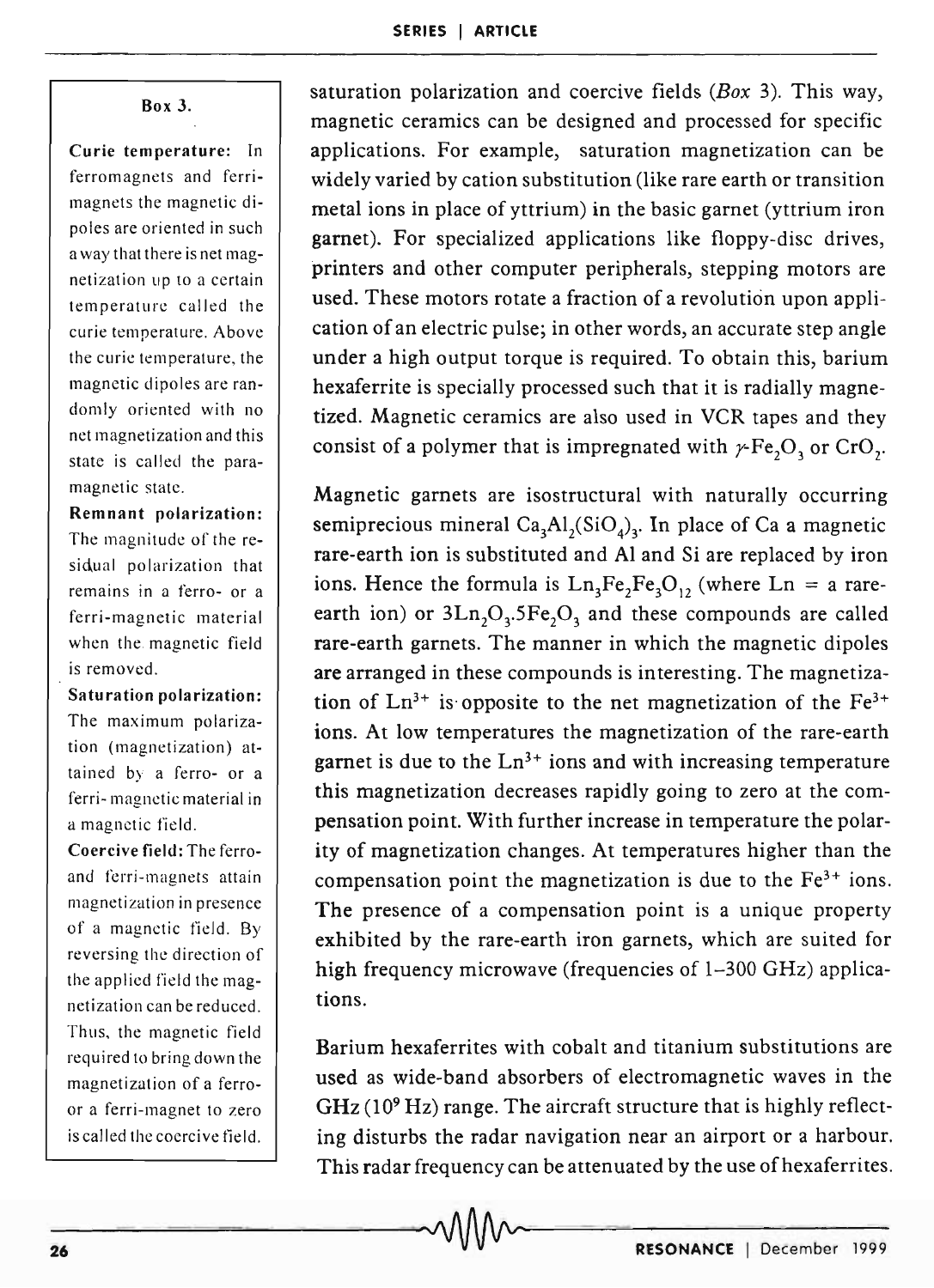**Box 3.**

**Curie temperature:** In ferromagnets and ferrimagnets the magnetic dipoles are oriented in such a way that there is net magnetization up to a certain temperature called the curie temperature. Above the curie temperature, the magnetic dipoles are randomly oriented with no net magnetization and this state is called the paramagnetic state.

**Remnant polarization:** The magnitude of the residual polarization that remains in a ferro- or a ferri-magnetic material when the magnetic field is removed.

**Saturation polarization:** The maximum polarization (magnetization) attained by a ferro- or a ferri-magnetic material in a magnetic field.

**Coercive field:** The ferro- and ferri-magnets attain magnetization in presence of a magnetic field. By reversing the direction of the applied field the magnetization can be reduced. Thus, the magnetic field required to bring down the magnetization of a ferro- or a ferri-magnet to zero is called the coercive field.

saturation polarization and coercive fields (*Box* 3). This way, magnetic ceramics can be designed and processed for specific applications. For example, saturation magnetization can be widely varied by cation substitution (like rare earth or transition metal ions in place of yttrium) in the basic garnet (yttrium iron garnet). For specialized applications like floppy-disc drives, printers and other computer peripherals, stepping motors are used. These motors rotate a fraction of a revolution upon application of an electric pulse; in other words, an accurate step angle under a high output torque is required. To obtain this, barium hexaferrite is specially processed such that it is radially magnetized. Magnetic ceramics are also used in VCR tapes and they consist of a polymer that is impregnated with $\gamma$-$Fe_2O_3$ or $CrO_2$.

Magnetic garnets are isostructural with naturally occurring semiprecious mineral $Ca_3Al_2(SiO_4)_3$. In place of Ca a magnetic rare-earth ion is substituted and Al and Si are replaced by iron ions. Hence the formula is $Ln_3Fe_2Fe_3O_{12}$ (where Ln = a rare-earth ion) or $3Ln_2O_3.5Fe_2O_3$ and these compounds are called rare-earth garnets. The manner in which the magnetic dipoles are arranged in these compounds is interesting. The magnetization of $Ln^{3+}$ is opposite to the net magnetization of the $Fe^{3+}$ ions. At low temperatures the magnetization of the rare-earth garnet is due to the $Ln^{3+}$ ions and with increasing temperature this magnetization decreases rapidly going to zero at the compensation point. With further increase in temperature the polarity of magnetization changes. At temperatures higher than the compensation point the magnetization is due to the $Fe^{3+}$ ions. The presence of a compensation point is a unique property exhibited by the rare-earth iron garnets, which are suited for high frequency microwave (frequencies of 1–300 GHz) applications.

Barium hexaferrites with cobalt and titanium substitutions are used as wide-band absorbers of electromagnetic waves in the GHz ($10^9$ Hz) range. The aircraft structure that is highly reflecting disturbs the radar navigation near an airport or a harbour. This radar frequency can be attenuated by the use of hexaferrites.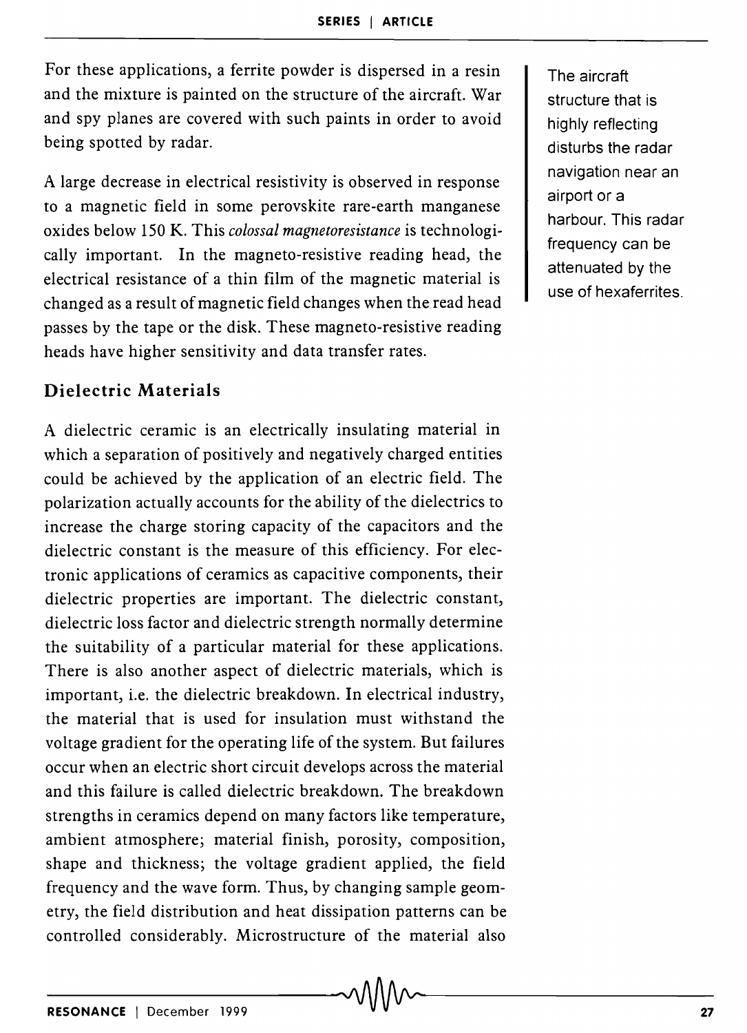For these applications, a ferrite powder is dispersed in a resin and the mixture is painted on the structure of the aircraft. War and spy planes are covered with such paints in order to avoid being spotted by radar.

The aircraft structure that is highly reflecting disturbs the radar navigation near an airport or a harbour. This radar frequency can be attenuated by the use of hexaferrites.

A large decrease in electrical resistivity is observed in response to a magnetic field in some perovskite rare-earth manganese oxides below 150 K. This *colossal magnetoresistance* is technologically important. In the magneto-resistive reading head, the electrical resistance of a thin film of the magnetic material is changed as a result of magnetic field changes when the read head passes by the tape or the disk. These magneto-resistive reading heads have higher sensitivity and data transfer rates.

## Dielectric Materials

A dielectric ceramic is an electrically insulating material in which a separation of positively and negatively charged entities could be achieved by the application of an electric field. The polarization actually accounts for the ability of the dielectrics to increase the charge storing capacity of the capacitors and the dielectric constant is the measure of this efficiency. For electronic applications of ceramics as capacitive components, their dielectric properties are important. The dielectric constant, dielectric loss factor and dielectric strength normally determine the suitability of a particular material for these applications. There is also another aspect of dielectric materials, which is important, i.e. the dielectric breakdown. In electrical industry, the material that is used for insulation must withstand the voltage gradient for the operating life of the system. But failures occur when an electric short circuit develops across the material and this failure is called dielectric breakdown. The breakdown strengths in ceramics depend on many factors like temperature, ambient atmosphere; material finish, porosity, composition, shape and thickness; the voltage gradient applied, the field frequency and the wave form. Thus, by changing sample geometry, the field distribution and heat dissipation patterns can be controlled considerably. Microstructure of the material also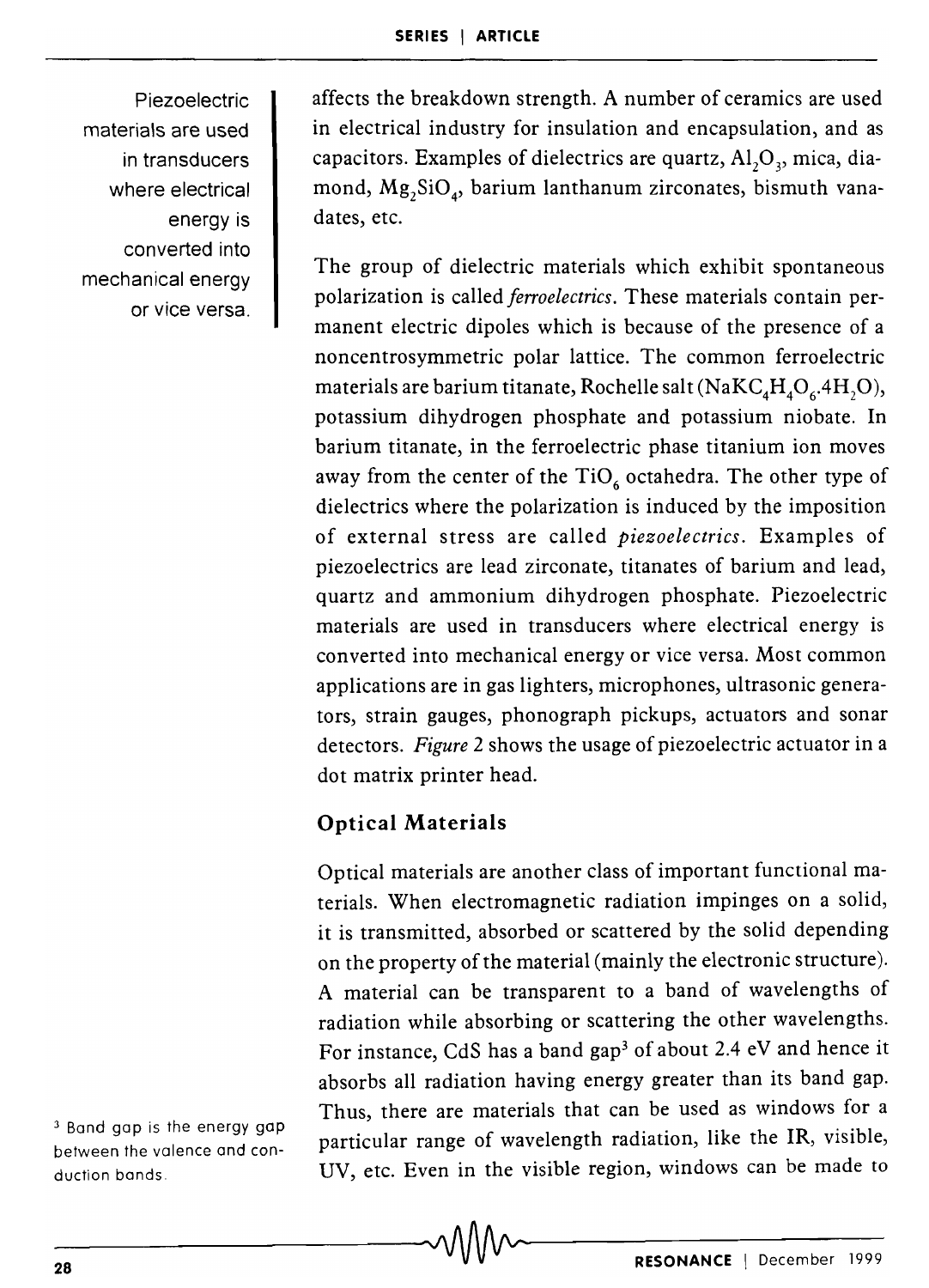Piezoelectric materials are used in transducers where electrical energy is converted into mechanical energy or vice versa.

affects the breakdown strength. A number of ceramics are used in electrical industry for insulation and encapsulation, and as capacitors. Examples of dielectrics are quartz, $Al_2O_3$, mica, diamond, $Mg_2SiO_4$, barium lanthanum zirconates, bismuth vanadates, etc.

The group of dielectric materials which exhibit spontaneous polarization is called *ferroelectrics*. These materials contain permanent electric dipoles which is because of the presence of a noncentrosymmetric polar lattice. The common ferroelectric materials are barium titanate, Rochelle salt ($NaKC_4H_4O_6.4H_2O$), potassium dihydrogen phosphate and potassium niobate. In barium titanate, in the ferroelectric phase titanium ion moves away from the center of the $TiO_6$ octahedra. The other type of dielectrics where the polarization is induced by the imposition of external stress are called *piezoelectrics*. Examples of piezoelectrics are lead zirconate, titanates of barium and lead, quartz and ammonium dihydrogen phosphate. Piezoelectric materials are used in transducers where electrical energy is converted into mechanical energy or vice versa. Most common applications are in gas lighters, microphones, ultrasonic generators, strain gauges, phonograph pickups, actuators and sonar detectors. *Figure* 2 shows the usage of piezoelectric actuator in a dot matrix printer head.

## Optical Materials

Optical materials are another class of important functional materials. When electromagnetic radiation impinges on a solid, it is transmitted, absorbed or scattered by the solid depending on the property of the material (mainly the electronic structure). A material can be transparent to a band of wavelengths of radiation while absorbing or scattering the other wavelengths. For instance, CdS has a band gap[3] of about 2.4 eV and hence it absorbs all radiation having energy greater than its band gap. Thus, there are materials that can be used as windows for a particular range of wavelength radiation, like the IR, visible, UV, etc. Even in the visible region, windows can be made to

[3] Band gap is the energy gap between the valence and conduction bands.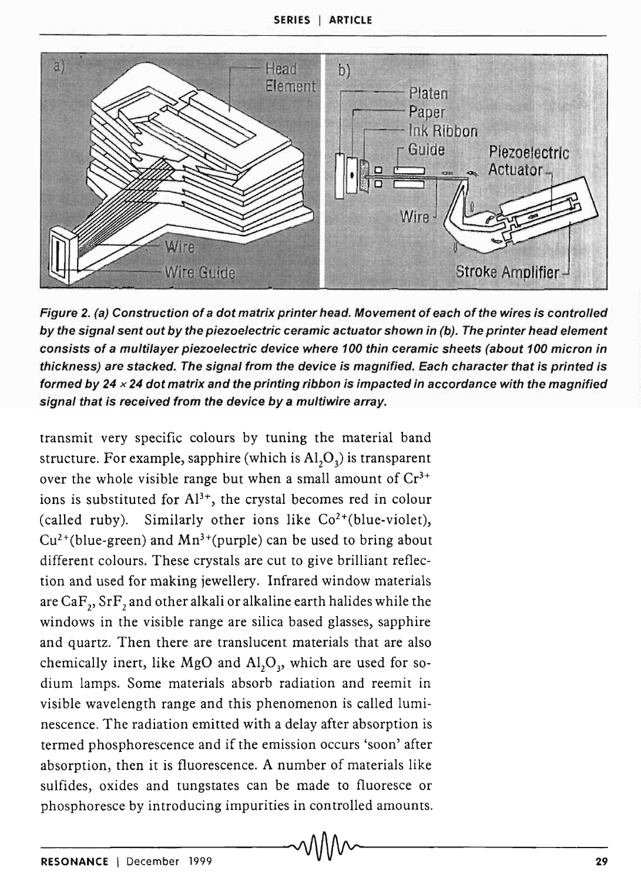Figure 2. (a) Construction of a dot matrix printer head. Movement of each of the wires is controlled by the signal sent out by the piezoelectric ceramic actuator shown in (b). The printer head element consists of a multilayer piezoelectric device where 100 thin ceramic sheets (about 100 micron in thickness) are stacked. The signal from the device is magnified. Each character that is printed is formed by 24 × 24 dot matrix and the printing ribbon is impacted in accordance with the magnified signal that is received from the device by a multiwire array.

transmit very specific colours by tuning the material band structure. For example, sapphire (which is $Al_2O_3$) is transparent over the whole visible range but when a small amount of $Cr^{3+}$ ions is substituted for $Al^{3+}$, the crystal becomes red in colour (called ruby). Similarly other ions like $Co^{2+}$(blue-violet), $Cu^{2+}$(blue-green) and $Mn^{3+}$(purple) can be used to bring about different colours. These crystals are cut to give brilliant reflection and used for making jewellery. Infrared window materials are $CaF_2$, $SrF_2$ and other alkali or alkaline earth halides while the windows in the visible range are silica based glasses, sapphire and quartz. Then there are translucent materials that are also chemically inert, like MgO and $Al_2O_3$, which are used for sodium lamps. Some materials absorb radiation and reemit in visible wavelength range and this phenomenon is called luminescence. The radiation emitted with a delay after absorption is termed phosphorescence and if the emission occurs 'soon' after absorption, then it is fluorescence. A number of materials like sulfides, oxides and tungstates can be made to fluoresce or phosphoresce by introducing impurities in controlled amounts.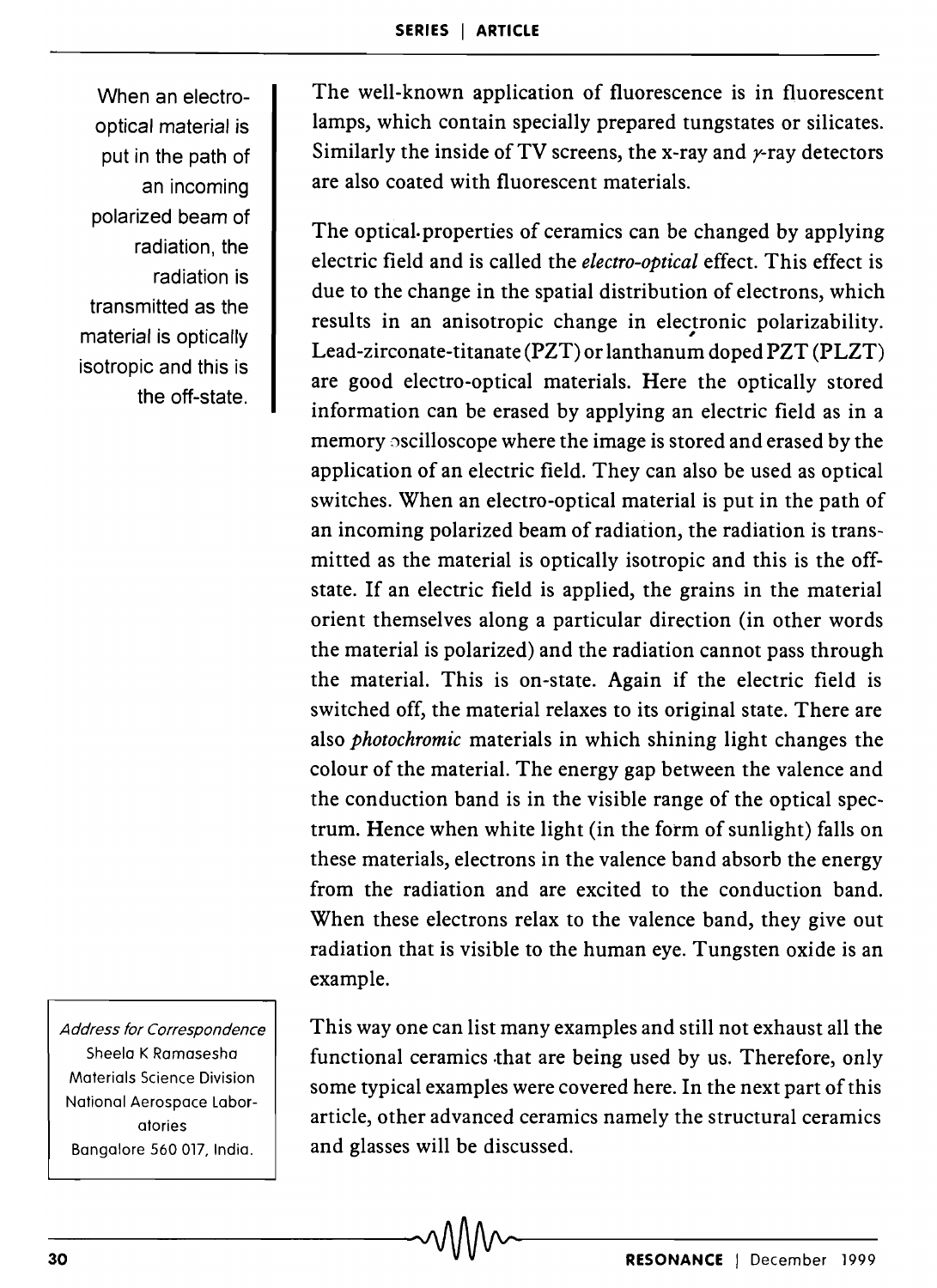When an electro-optical material is put in the path of an incoming polarized beam of radiation, the radiation is transmitted as the material is optically isotropic and this is the off-state.

The well-known application of fluorescence is in fluorescent lamps, which contain specially prepared tungstates or silicates. Similarly the inside of TV screens, the x-ray and $\gamma$-ray detectors are also coated with fluorescent materials.

The optical properties of ceramics can be changed by applying electric field and is called the *electro-optical* effect. This effect is due to the change in the spatial distribution of electrons, which results in an anisotropic change in electronic polarizability. Lead-zirconate-titanate (PZT) or lanthanum doped PZT (PLZT) are good electro-optical materials. Here the optically stored information can be erased by applying an electric field as in a memory oscilloscope where the image is stored and erased by the application of an electric field. They can also be used as optical switches. When an electro-optical material is put in the path of an incoming polarized beam of radiation, the radiation is transmitted as the material is optically isotropic and this is the off-state. If an electric field is applied, the grains in the material orient themselves along a particular direction (in other words the material is polarized) and the radiation cannot pass through the material. This is on-state. Again if the electric field is switched off, the material relaxes to its original state. There are also *photochromic* materials in which shining light changes the colour of the material. The energy gap between the valence and the conduction band is in the visible range of the optical spectrum. Hence when white light (in the form of sunlight) falls on these materials, electrons in the valence band absorb the energy from the radiation and are excited to the conduction band. When these electrons relax to the valence band, they give out radiation that is visible to the human eye. Tungsten oxide is an example.

This way one can list many examples and still not exhaust all the functional ceramics that are being used by us. Therefore, only some typical examples were covered here. In the next part of this article, other advanced ceramics namely the structural ceramics and glasses will be discussed.

*Address for Correspondence*
Sheela K Ramasesha
Materials Science Division
National Aerospace Laboratories
Bangalore 560 017, India.